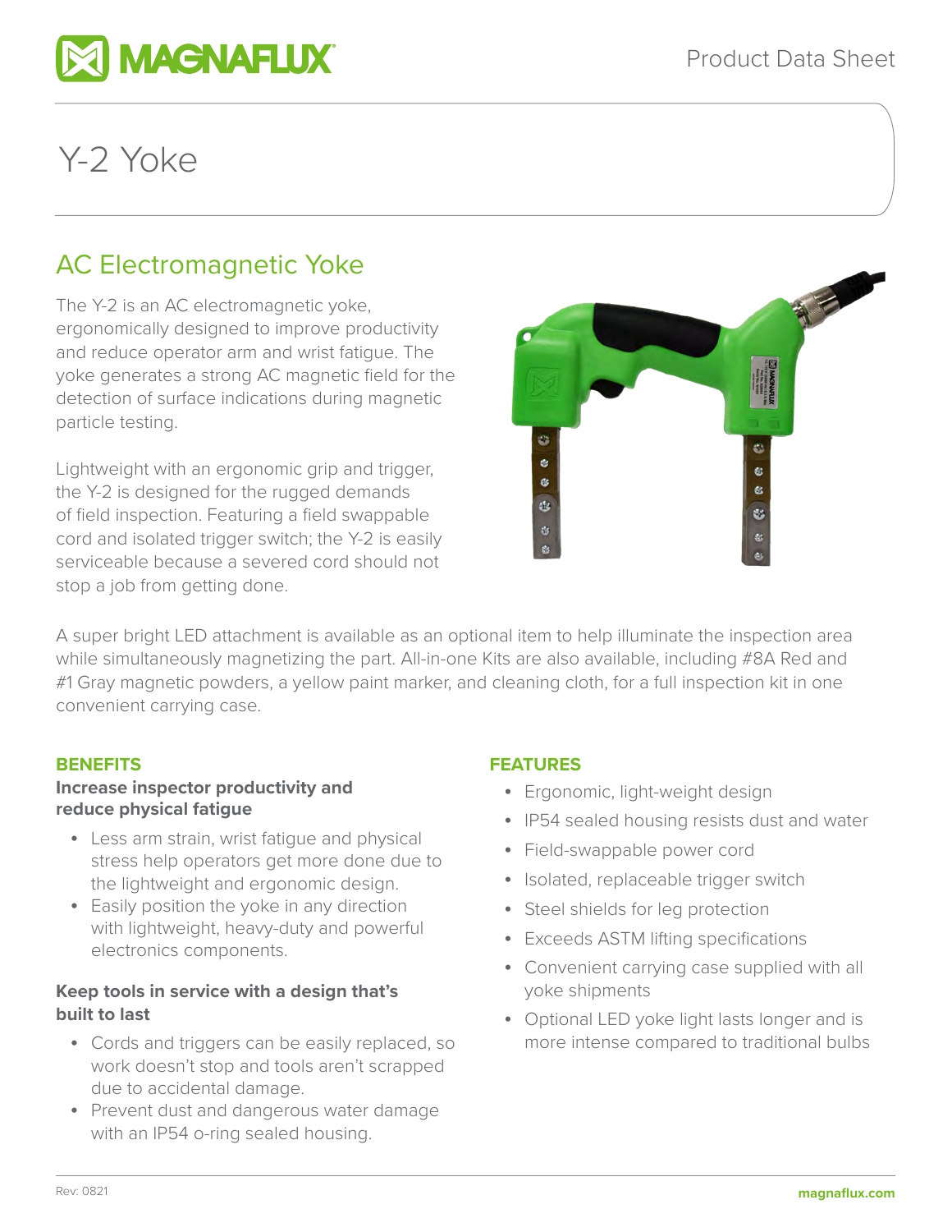# Y-2 Yoke

## AC Electromagnetic Yoke

The Y-2 is an AC electromagnetic yoke, ergonomically designed to improve productivity and reduce operator arm and wrist fatigue. The yoke generates a strong AC magnetic field for the detection of surface indications during magnetic particle testing.

Lightweight with an ergonomic grip and trigger, the Y-2 is designed for the rugged demands of field inspection. Featuring a field swappable cord and isolated trigger switch; the Y-2 is easily serviceable because a severed cord should not stop a job from getting done.

A super bright LED attachment is available as an optional item to help illuminate the inspection area while simultaneously magnetizing the part. All-in-one Kits are also available, including #8A Red and #1 Gray magnetic powders, a yellow paint marker, and cleaning cloth, for a full inspection kit in one convenient carrying case.

### BENEFITS

**Increase inspector productivity and reduce physical fatigue**

- Less arm strain, wrist fatigue and physical stress help operators get more done due to the lightweight and ergonomic design.
- Easily position the yoke in any direction with lightweight, heavy-duty and powerful electronics components.

**Keep tools in service with a design that's built to last**

- Cords and triggers can be easily replaced, so work doesn't stop and tools aren't scrapped due to accidental damage.
- Prevent dust and dangerous water damage with an IP54 o-ring sealed housing.

### FEATURES

- Ergonomic, light-weight design
- IP54 sealed housing resists dust and water
- Field-swappable power cord
- Isolated, replaceable trigger switch
- Steel shields for leg protection
- Exceeds ASTM lifting specifications
- Convenient carrying case supplied with all yoke shipments
- Optional LED yoke light lasts longer and is more intense compared to traditional bulbs

Rev: 0821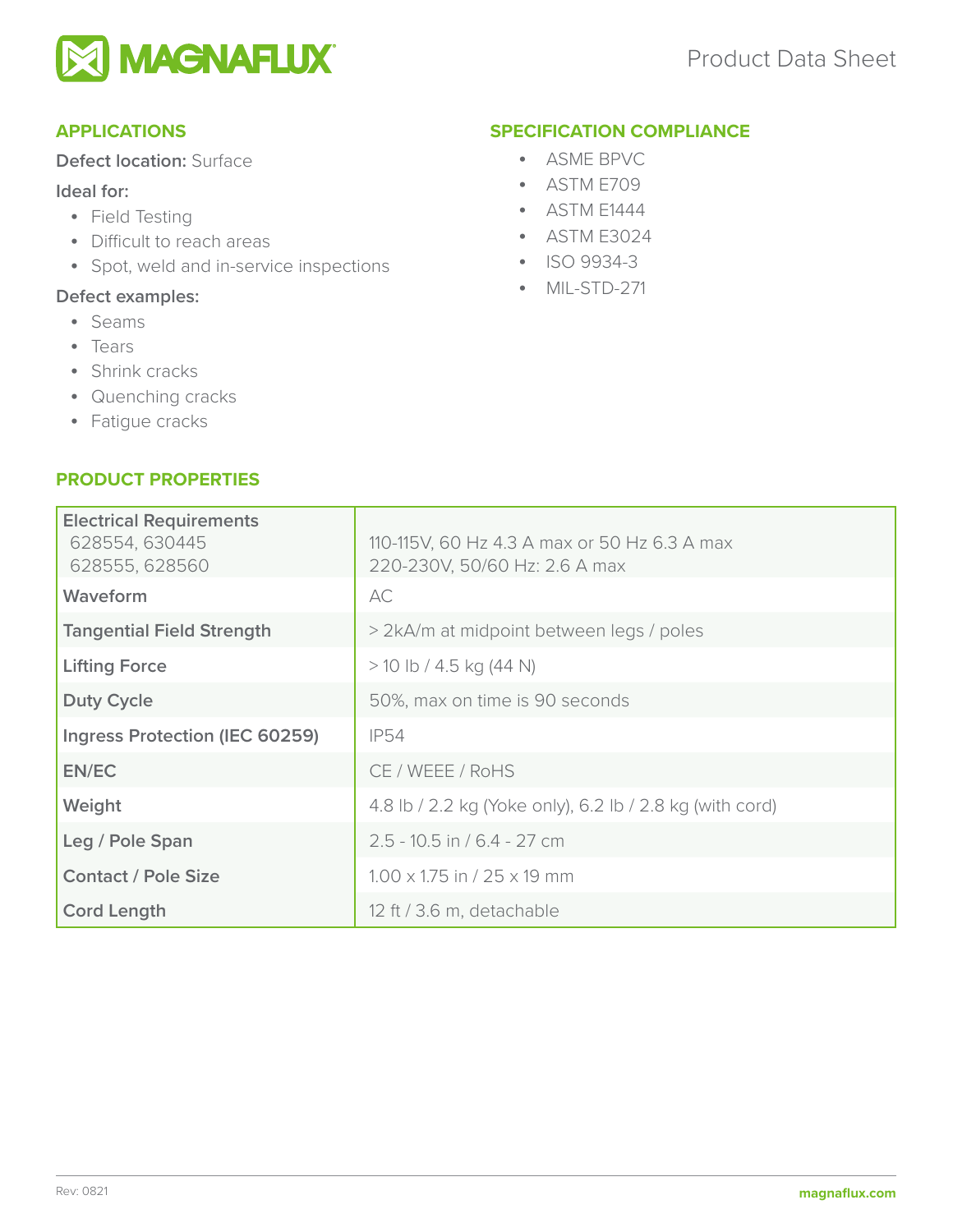## APPLICATIONS

**Defect location:** Surface

**Ideal for:**

- Field Testing
- Difficult to reach areas
- Spot, weld and in-service inspections

**Defect examples:**

- Seams
- Tears
- Shrink cracks
- Quenching cracks
- Fatigue cracks

## SPECIFICATION COMPLIANCE

- ASME BPVC
- ASTM E709
- ASTM E1444
- ASTM E3024
- ISO 9934-3
- MIL-STD-271

## PRODUCT PROPERTIES

| | |
|---|---|
| **Electrical Requirements** 628554, 630445 628555, 628560 | 110-115V, 60 Hz 4.3 A max or 50 Hz 6.3 A max 220-230V, 50/60 Hz: 2.6 A max |
| **Waveform** | AC |
| **Tangential Field Strength** | > 2kA/m at midpoint between legs / poles |
| **Lifting Force** | > 10 lb / 4.5 kg (44 N) |
| **Duty Cycle** | 50%, max on time is 90 seconds |
| **Ingress Protection (IEC 60259)** | IP54 |
| **EN/EC** | CE / WEEE / RoHS |
| **Weight** | 4.8 lb / 2.2 kg (Yoke only), 6.2 lb / 2.8 kg (with cord) |
| **Leg / Pole Span** | 2.5 - 10.5 in / 6.4 - 27 cm |
| **Contact / Pole Size** | 1.00 x 1.75 in / 25 x 19 mm |
| **Cord Length** | 12 ft / 3.6 m, detachable |

Rev: 0821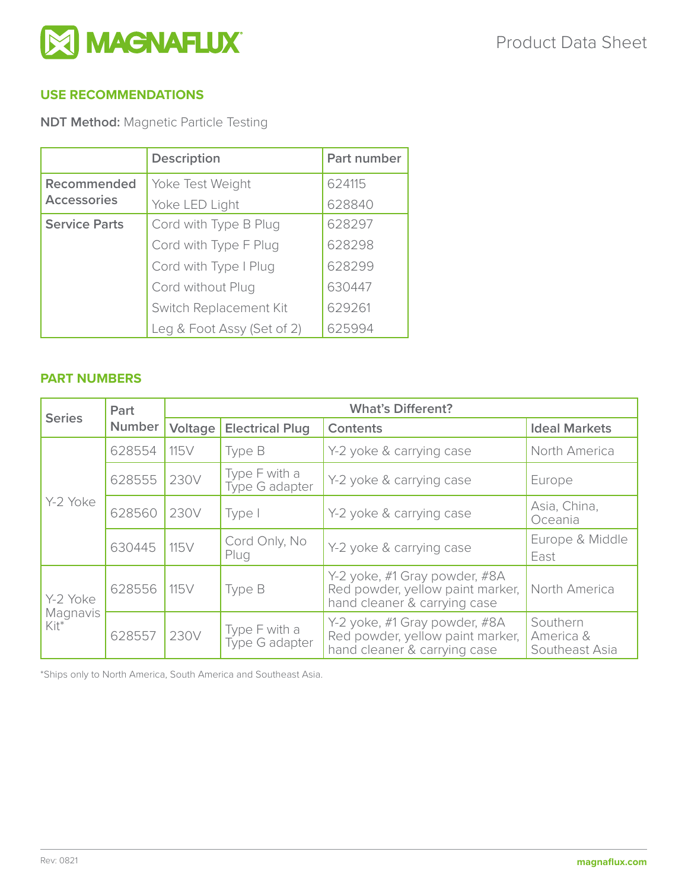## USE RECOMMENDATIONS

**NDT Method:** Magnetic Particle Testing

| | Description | Part number |
|---|---|---|
| **Recommended Accessories** | Yoke Test Weight | 624115 |
| | Yoke LED Light | 628840 |
| **Service Parts** | Cord with Type B Plug | 628297 |
| | Cord with Type F Plug | 628298 |
| | Cord with Type I Plug | 628299 |
| | Cord without Plug | 630447 |
| | Switch Replacement Kit | 629261 |
| | Leg & Foot Assy (Set of 2) | 625994 |

## PART NUMBERS

| Series | Part Number | What's Different? | | | |
|---|---|---|---|---|---|
| | | Voltage | Electrical Plug | Contents | Ideal Markets |
| Y-2 Yoke | 628554 | 115V | Type B | Y-2 yoke & carrying case | North America |
| | 628555 | 230V | Type F with a Type G adapter | Y-2 yoke & carrying case | Europe |
| | 628560 | 230V | Type I | Y-2 yoke & carrying case | Asia, China, Oceania |
| | 630445 | 115V | Cord Only, No Plug | Y-2 yoke & carrying case | Europe & Middle East |
| Y-2 Yoke Magnavis Kit* | 628556 | 115V | Type B | Y-2 yoke, #1 Gray powder, #8A Red powder, yellow paint marker, hand cleaner & carrying case | North America |
| | 628557 | 230V | Type F with a Type G adapter | Y-2 yoke, #1 Gray powder, #8A Red powder, yellow paint marker, hand cleaner & carrying case | Southern America & Southeast Asia |

*Ships only to North America, South America and Southeast Asia.

Rev: 0821